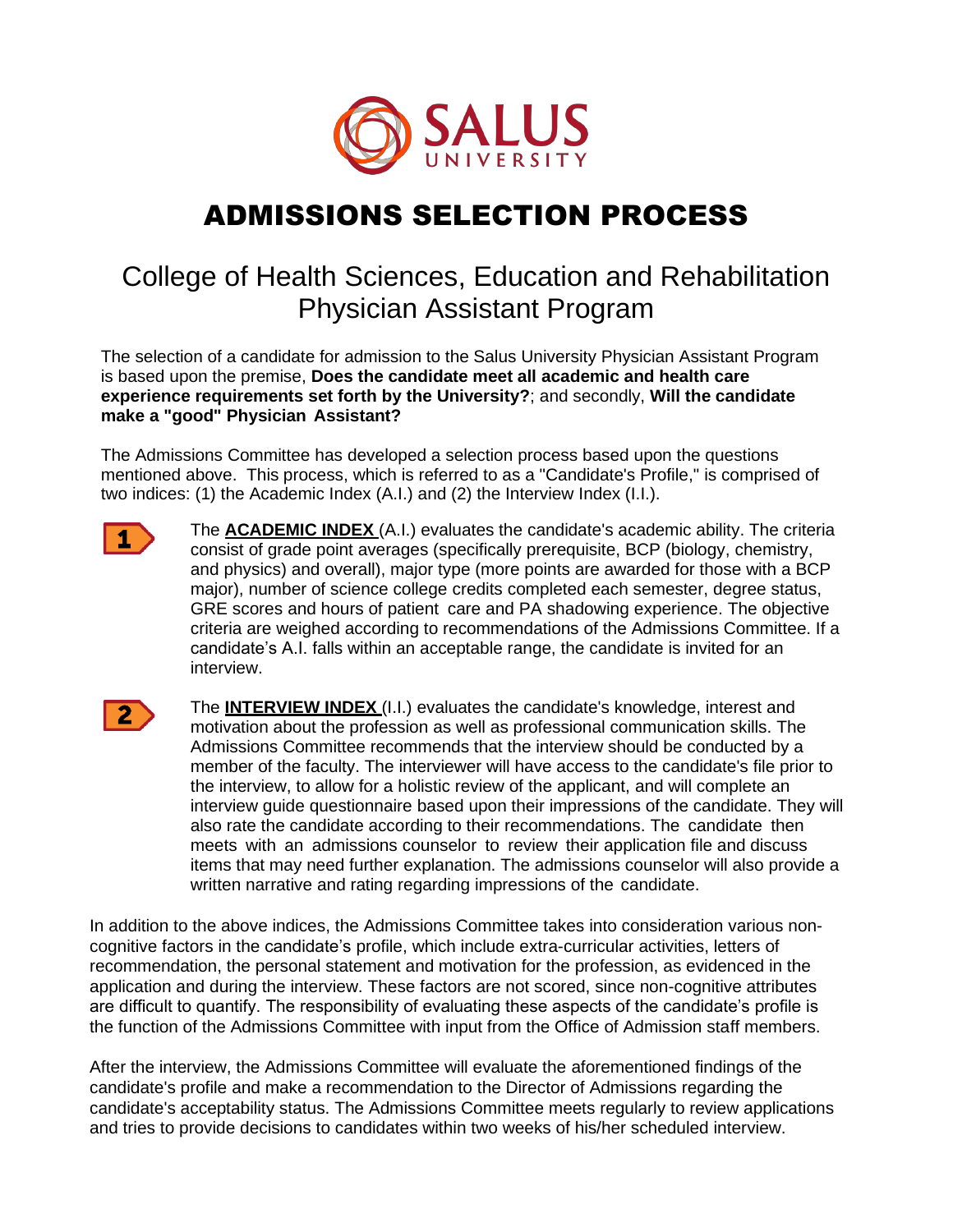SALUS UNIVERSITY

# ADMISSIONS SELECTION PROCESS

## College of Health Sciences, Education and Rehabilitation Physician Assistant Program

The selection of a candidate for admission to the Salus University Physician Assistant Program is based upon the premise, **Does the candidate meet all academic and health care experience requirements set forth by the University?**; and secondly, **Will the candidate make a "good" Physician Assistant?**

The Admissions Committee has developed a selection process based upon the questions mentioned above. This process, which is referred to as a "Candidate's Profile," is comprised of two indices: (1) the Academic Index (A.I.) and (2) the Interview Index (I.I.).

1. The **ACADEMIC INDEX** (A.I.) evaluates the candidate's academic ability. The criteria consist of grade point averages (specifically prerequisite, BCP (biology, chemistry, and physics) and overall), major type (more points are awarded for those with a BCP major), number of science college credits completed each semester, degree status, GRE scores and hours of patient care and PA shadowing experience. The objective criteria are weighed according to recommendations of the Admissions Committee. If a candidate's A.I. falls within an acceptable range, the candidate is invited for an interview.

2. The **INTERVIEW INDEX** (I.I.) evaluates the candidate's knowledge, interest and motivation about the profession as well as professional communication skills. The Admissions Committee recommends that the interview should be conducted by a member of the faculty. The interviewer will have access to the candidate's file prior to the interview, to allow for a holistic review of the applicant, and will complete an interview guide questionnaire based upon their impressions of the candidate. They will also rate the candidate according to their recommendations. The candidate then meets with an admissions counselor to review their application file and discuss items that may need further explanation. The admissions counselor will also provide a written narrative and rating regarding impressions of the candidate.

In addition to the above indices, the Admissions Committee takes into consideration various non-cognitive factors in the candidate's profile, which include extra-curricular activities, letters of recommendation, the personal statement and motivation for the profession, as evidenced in the application and during the interview. These factors are not scored, since non-cognitive attributes are difficult to quantify. The responsibility of evaluating these aspects of the candidate's profile is the function of the Admissions Committee with input from the Office of Admission staff members.

After the interview, the Admissions Committee will evaluate the aforementioned findings of the candidate's profile and make a recommendation to the Director of Admissions regarding the candidate's acceptability status. The Admissions Committee meets regularly to review applications and tries to provide decisions to candidates within two weeks of his/her scheduled interview.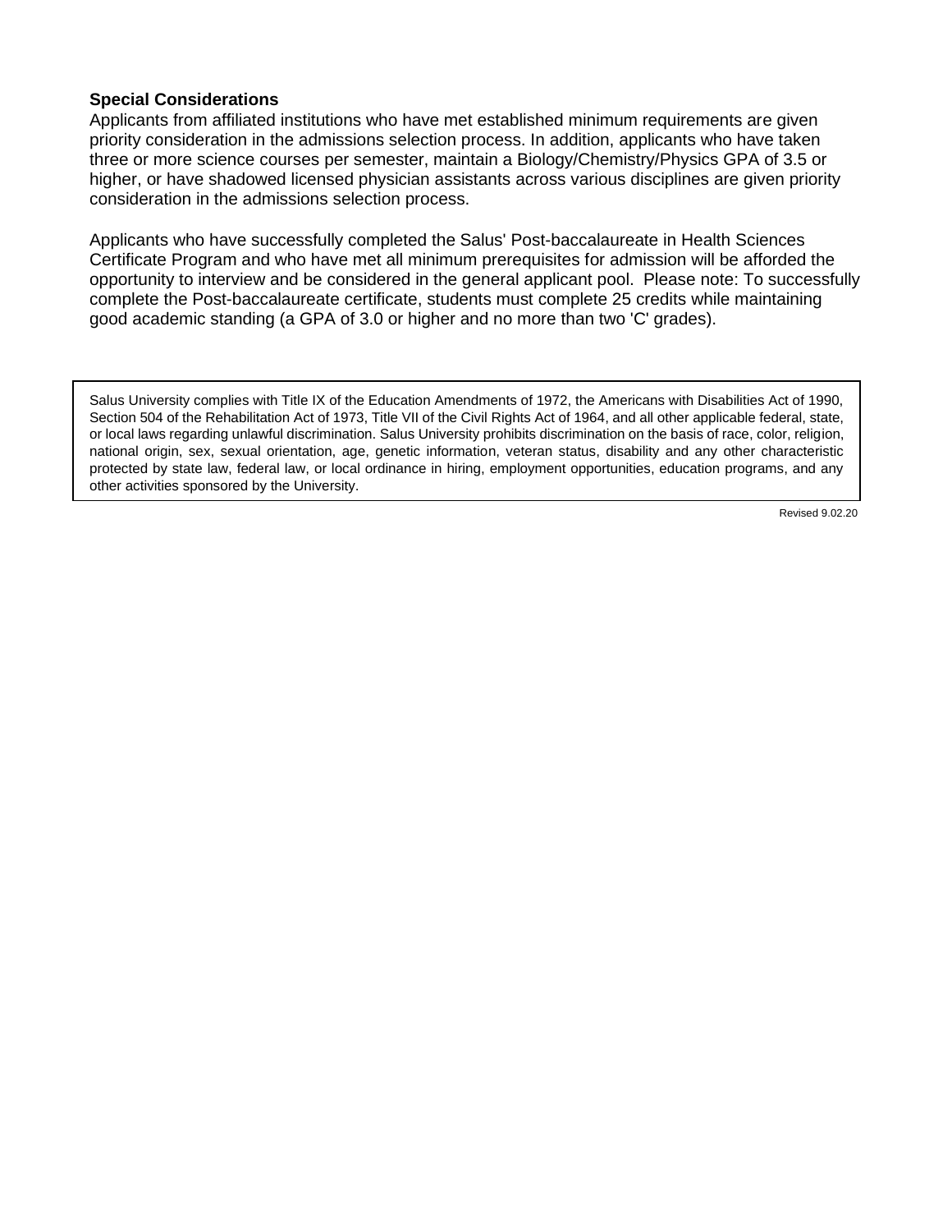**Special Considerations**

Applicants from affiliated institutions who have met established minimum requirements are given priority consideration in the admissions selection process. In addition, applicants who have taken three or more science courses per semester, maintain a Biology/Chemistry/Physics GPA of 3.5 or higher, or have shadowed licensed physician assistants across various disciplines are given priority consideration in the admissions selection process.

Applicants who have successfully completed the Salus' Post-baccalaureate in Health Sciences Certificate Program and who have met all minimum prerequisites for admission will be afforded the opportunity to interview and be considered in the general applicant pool. Please note: To successfully complete the Post-baccalaureate certificate, students must complete 25 credits while maintaining good academic standing (a GPA of 3.0 or higher and no more than two 'C' grades).

Salus University complies with Title IX of the Education Amendments of 1972, the Americans with Disabilities Act of 1990, Section 504 of the Rehabilitation Act of 1973, Title VII of the Civil Rights Act of 1964, and all other applicable federal, state, or local laws regarding unlawful discrimination. Salus University prohibits discrimination on the basis of race, color, religion, national origin, sex, sexual orientation, age, genetic information, veteran status, disability and any other characteristic protected by state law, federal law, or local ordinance in hiring, employment opportunities, education programs, and any other activities sponsored by the University.

Revised 9.02.20